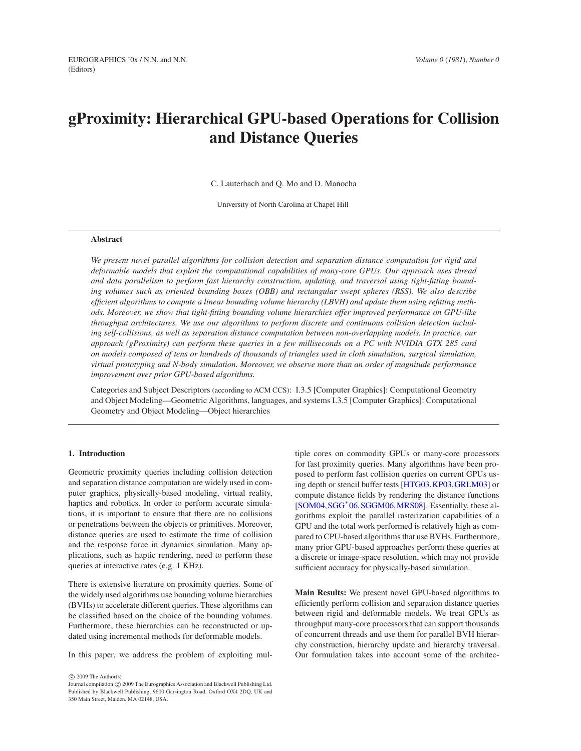# gProximity: Hierarchical GPU-based Operations for Collision and Distance Queries

C. Lauterbach and Q. Mo and D. Manocha

University of North Carolina at Chapel Hill

---

**Abstract**

*We present novel parallel algorithms for collision detection and separation distance computation for rigid and deformable models that exploit the computational capabilities of many-core GPUs. Our approach uses thread and data parallelism to perform fast hierarchy construction, updating, and traversal using tight-fitting bounding volumes such as oriented bounding boxes (OBB) and rectangular swept spheres (RSS). We also describe efficient algorithms to compute a linear bounding volume hierarchy (LBVH) and update them using refitting methods. Moreover, we show that tight-fitting bounding volume hierarchies offer improved performance on GPU-like throughput architectures. We use our algorithms to perform discrete and continuous collision detection including self-collisions, as well as separation distance computation between non-overlapping models. In practice, our approach (gProximity) can perform these queries in a few milliseconds on a PC with NVIDIA GTX 285 card on models composed of tens or hundreds of thousands of triangles used in cloth simulation, surgical simulation, virtual prototyping and N-body simulation. Moreover, we observe more than an order of magnitude performance improvement over prior GPU-based algorithms.*

Categories and Subject Descriptors (according to ACM CCS): I.3.5 [Computer Graphics]: Computational Geometry and Object Modeling—Geometric Algorithms, languages, and systems I.3.5 [Computer Graphics]: Computational Geometry and Object Modeling—Object hierarchies

---

## 1. Introduction

Geometric proximity queries including collision detection and separation distance computation are widely used in computer graphics, physically-based modeling, virtual reality, haptics and robotics. In order to perform accurate simulations, it is important to ensure that there are no collisions or penetrations between the objects or primitives. Moreover, distance queries are used to estimate the time of collision and the response force in dynamics simulation. Many applications, such as haptic rendering, need to perform these queries at interactive rates (e.g. 1 KHz).

There is extensive literature on proximity queries. Some of the widely used algorithms use bounding volume hierarchies (BVHs) to accelerate different queries. These algorithms can be classified based on the choice of the bounding volumes. Furthermore, these hierarchies can be reconstructed or updated using incremental methods for deformable models.

In this paper, we address the problem of exploiting multiple cores on commodity GPUs or many-core processors for fast proximity queries. Many algorithms have been proposed to perform fast collision queries on current GPUs using depth or stencil buffer tests [HTG03, KP03, GRLM03] or compute distance fields by rendering the distance functions [SOM04, SGG*06, SGGM06, MRS08]. Essentially, these algorithms exploit the parallel rasterization capabilities of a GPU and the total work performed is relatively high as compared to CPU-based algorithms that use BVHs. Furthermore, many prior GPU-based approaches perform these queries at a discrete or image-space resolution, which may not provide sufficient accuracy for physically-based simulation.

**Main Results:** We present novel GPU-based algorithms to efficiently perform collision and separation distance queries between rigid and deformable models. We treat GPUs as throughput many-core processors that can support thousands of concurrent threads and use them for parallel BVH hierarchy construction, hierarchy update and hierarchy traversal. Our formulation takes into account some of the architec-

© 2009 The Author(s)
Journal compilation © 2009 The Eurographics Association and Blackwell Publishing Ltd. Published by Blackwell Publishing, 9600 Garsington Road, Oxford OX4 2DQ, UK and 350 Main Street, Malden, MA 02148, USA.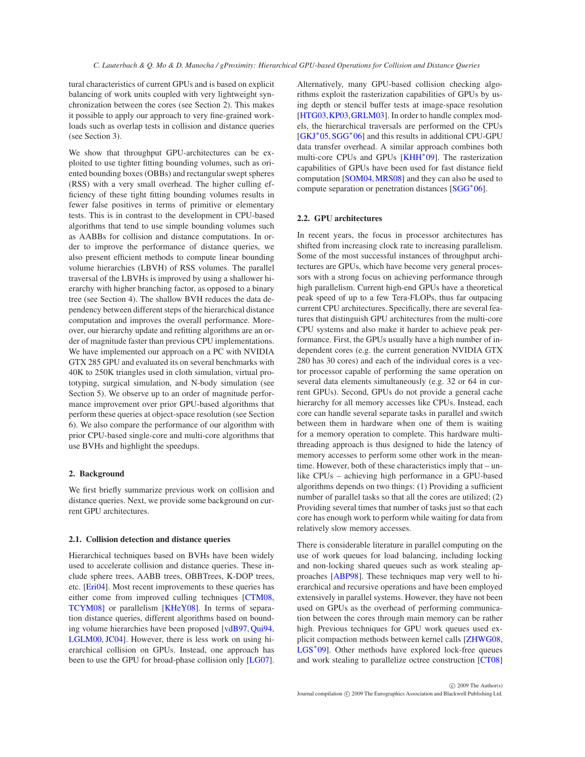tural characteristics of current GPUs and is based on explicit balancing of work units coupled with very lightweight synchronization between the cores (see Section 2). This makes it possible to apply our approach to very fine-grained workloads such as overlap tests in collision and distance queries (see Section 3).

We show that throughput GPU-architectures can be exploited to use tighter fitting bounding volumes, such as oriented bounding boxes (OBBs) and rectangular swept spheres (RSS) with a very small overhead. The higher culling efficiency of these tight fitting bounding volumes results in fewer false positives in terms of primitive or elementary tests. This is in contrast to the development in CPU-based algorithms that tend to use simple bounding volumes such as AABBs for collision and distance computations. In order to improve the performance of distance queries, we also present efficient methods to compute linear bounding volume hierarchies (LBVH) of RSS volumes. The parallel traversal of the LBVHs is improved by using a shallower hierarchy with higher branching factor, as opposed to a binary tree (see Section 4). The shallow BVH reduces the data dependency between different steps of the hierarchical distance computation and improves the overall performance. Moreover, our hierarchy update and refitting algorithms are an order of magnitude faster than previous CPU implementations. We have implemented our approach on a PC with NVIDIA GTX 285 GPU and evaluated its on several benchmarks with 40K to 250K triangles used in cloth simulation, virtual prototyping, surgical simulation, and N-body simulation (see Section 5). We observe up to an order of magnitude performance improvement over prior GPU-based algorithms that perform these queries at object-space resolution (see Section 6). We also compare the performance of our algorithm with prior CPU-based single-core and multi-core algorithms that use BVHs and highlight the speedups.

## 2. Background

We first briefly summarize previous work on collision and distance queries. Next, we provide some background on current GPU architectures.

### 2.1. Collision detection and distance queries

Hierarchical techniques based on BVHs have been widely used to accelerate collision and distance queries. These include sphere trees, AABB trees, OBBTrees, K-DOP trees, etc. [Eri04]. Most recent improvements to these queries has either come from improved culling techniques [CTM08, TCYM08] or parallelism [KHeY08]. In terms of separation distance queries, different algorithms based on bounding volume hierarchies have been proposed [vdB97, Qui94, LGLM00, JC04]. However, there is less work on using hierarchical collision on GPUs. Instead, one approach has been to use the GPU for broad-phase collision only [LG07]. Alternatively, many GPU-based collision checking algorithms exploit the rasterization capabilities of GPUs by using depth or stencil buffer tests at image-space resolution [HTG03, KP03, GRLM03]. In order to handle complex models, the hierarchical traversals are performed on the CPUs [GKJ*05, SGG*06] and this results in additional CPU-GPU data transfer overhead. A similar approach combines both multi-core CPUs and GPUs [KHH*09]. The rasterization capabilities of GPUs have been used for fast distance field computation [SOM04, MRS08] and they can also be used to compute separation or penetration distances [SGG*06].

### 2.2. GPU architectures

In recent years, the focus in processor architectures has shifted from increasing clock rate to increasing parallelism. Some of the most successful instances of throughput architectures are GPUs, which have become very general processors with a strong focus on achieving performance through high parallelism. Current high-end GPUs have a theoretical peak speed of up to a few Tera-FLOPs, thus far outpacing current CPU architectures. Specifically, there are several features that distinguish GPU architectures from the multi-core CPU systems and also make it harder to achieve peak performance. First, the GPUs usually have a high number of independent cores (e.g. the current generation NVIDIA GTX 280 has 30 cores) and each of the individual cores is a vector processor capable of performing the same operation on several data elements simultaneously (e.g. 32 or 64 in current GPUs). Second, GPUs do not provide a general cache hierarchy for all memory accesses like CPUs. Instead, each core can handle several separate tasks in parallel and switch between them in hardware when one of them is waiting for a memory operation to complete. This hardware multithreading approach is thus designed to hide the latency of memory accesses to perform some other work in the meantime. However, both of these characteristics imply that – unlike CPUs – achieving high performance in a GPU-based algorithms depends on two things: (1) Providing a sufficient number of parallel tasks so that all the cores are utilized; (2) Providing several times that number of tasks just so that each core has enough work to perform while waiting for data from relatively slow memory accesses.

There is considerable literature in parallel computing on the use of work queues for load balancing, including locking and non-locking shared queues such as work stealing approaches [ABP98]. These techniques map very well to hierarchical and recursive operations and have been employed extensively in parallel systems. However, they have not been used on GPUs as the overhead of performing communication between the cores through main memory can be rather high. Previous techniques for GPU work queues used explicit compaction methods between kernel calls [ZHWG08, LGS*09]. Other methods have explored lock-free queues and work stealing to parallelize octree construction [CT08]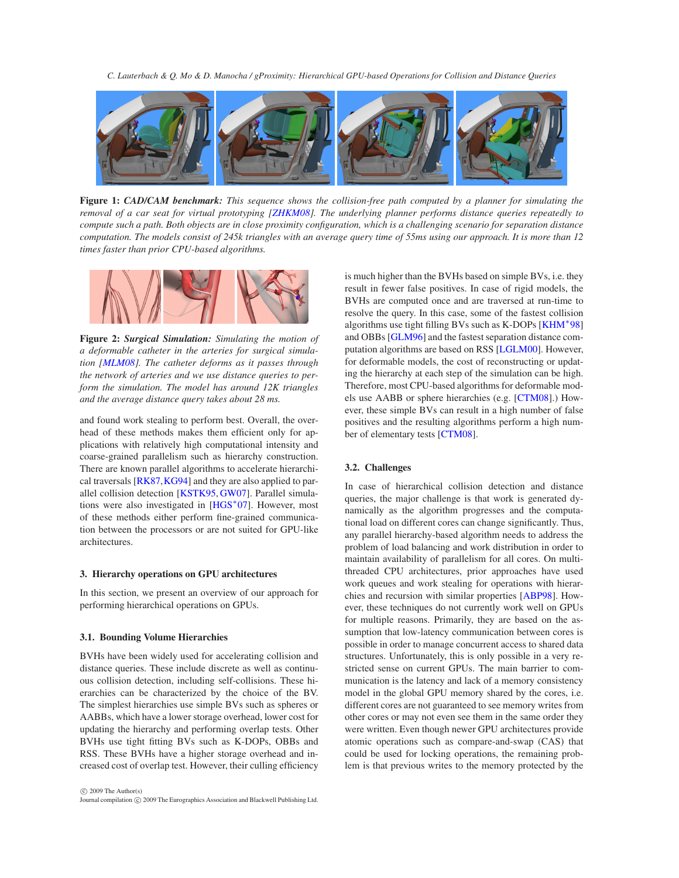**Figure 1:** ***CAD/CAM benchmark:*** *This sequence shows the collision-free path computed by a planner for simulating the removal of a car seat for virtual prototyping [ZHKM08]. The underlying planner performs distance queries repeatedly to compute such a path. Both objects are in close proximity configuration, which is a challenging scenario for separation distance computation. The models consist of 245k triangles with an average query time of 55ms using our approach. It is more than 12 times faster than prior CPU-based algorithms.*

**Figure 2:** ***Surgical Simulation:*** *Simulating the motion of a deformable catheter in the arteries for surgical simulation [MLM08]. The catheter deforms as it passes through the network of arteries and we use distance queries to perform the simulation. The model has around 12K triangles and the average distance query takes about 28 ms.*

and found work stealing to perform best. Overall, the overhead of these methods makes them efficient only for applications with relatively high computational intensity and coarse-grained parallelism such as hierarchy construction. There are known parallel algorithms to accelerate hierarchical traversals [RK87, KG94] and they are also applied to parallel collision detection [KSTK95, GW07]. Parallel simulations were also investigated in [HGS*07]. However, most of these methods either perform fine-grained communication between the processors or are not suited for GPU-like architectures.

## 3. Hierarchy operations on GPU architectures

In this section, we present an overview of our approach for performing hierarchical operations on GPUs.

### 3.1. Bounding Volume Hierarchies

BVHs have been widely used for accelerating collision and distance queries. These include discrete as well as continuous collision detection, including self-collisions. These hierarchies can be characterized by the choice of the BV. The simplest hierarchies use simple BVs such as spheres or AABBs, which have a lower storage overhead, lower cost for updating the hierarchy and performing overlap tests. Other BVHs use tight fitting BVs such as K-DOPs, OBBs and RSS. These BVHs have a higher storage overhead and increased cost of overlap test. However, their culling efficiency is much higher than the BVHs based on simple BVs, i.e. they result in fewer false positives. In case of rigid models, the BVHs are computed once and are traversed at run-time to resolve the query. In this case, some of the fastest collision algorithms use tight filling BVs such as K-DOPs [KHM*98] and OBBs [GLM96] and the fastest separation distance computation algorithms are based on RSS [LGLM00]. However, for deformable models, the cost of reconstructing or updating the hierarchy at each step of the simulation can be high. Therefore, most CPU-based algorithms for deformable models use AABB or sphere hierarchies (e.g. [CTM08].) However, these simple BVs can result in a high number of false positives and the resulting algorithms perform a high number of elementary tests [CTM08].

### 3.2. Challenges

In case of hierarchical collision detection and distance queries, the major challenge is that work is generated dynamically as the algorithm progresses and the computational load on different cores can change significantly. Thus, any parallel hierarchy-based algorithm needs to address the problem of load balancing and work distribution in order to maintain availability of parallelism for all cores. On multi-threaded CPU architectures, prior approaches have used work queues and work stealing for operations with hierarchies and recursion with similar properties [ABP98]. However, these techniques do not currently work well on GPUs for multiple reasons. Primarily, they are based on the assumption that low-latency communication between cores is possible in order to manage concurrent access to shared data structures. Unfortunately, this is only possible in a very restricted sense on current GPUs. The main barrier to communication is the latency and lack of a memory consistency model in the global GPU memory shared by the cores, i.e. different cores are not guaranteed to see memory writes from other cores or may not even see them in the same order they were written. Even though newer GPU architectures provide atomic operations such as compare-and-swap (CAS) that could be used for locking operations, the remaining problem is that previous writes to the memory protected by the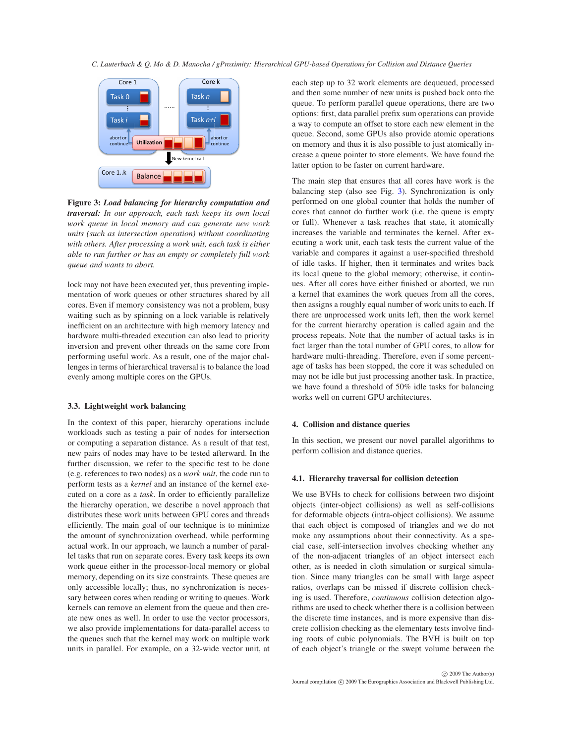**Figure 3:** ***Load balancing for hierarchy computation and traversal:*** *In our approach, each task keeps its own local work queue in local memory and can generate new work units (such as intersection operation) without coordinating with others. After processing a work unit, each task is either able to run further or has an empty or completely full work queue and wants to abort.*

lock may not have been executed yet, thus preventing implementation of work queues or other structures shared by all cores. Even if memory consistency was not a problem, busy waiting such as by spinning on a lock variable is relatively inefficient on an architecture with high memory latency and hardware multi-threaded execution can also lead to priority inversion and prevent other threads on the same core from performing useful work. As a result, one of the major challenges in terms of hierarchical traversal is to balance the load evenly among multiple cores on the GPUs.

### 3.3. Lightweight work balancing

In the context of this paper, hierarchy operations include workloads such as testing a pair of nodes for intersection or computing a separation distance. As a result of that test, new pairs of nodes may have to be tested afterward. In the further discussion, we refer to the specific test to be done (e.g. references to two nodes) as a *work unit*, the code run to perform tests as a *kernel* and an instance of the kernel executed on a core as a *task*. In order to efficiently parallelize the hierarchy operation, we describe a novel approach that distributes these work units between GPU cores and threads efficiently. The main goal of our technique is to minimize the amount of synchronization overhead, while performing actual work. In our approach, we launch a number of parallel tasks that run on separate cores. Every task keeps its own work queue either in the processor-local memory or global memory, depending on its size constraints. These queues are only accessible locally; thus, no synchronization is necessary between cores when reading or writing to queues. Work kernels can remove an element from the queue and then create new ones as well. In order to use the vector processors, we also provide implementations for data-parallel access to the queues such that the kernel may work on multiple work units in parallel. For example, on a 32-wide vector unit, at each step up to 32 work elements are dequeued, processed and then some number of new units is pushed back onto the queue. To perform parallel queue operations, there are two options: first, data parallel prefix sum operations can provide a way to compute an offset to store each new element in the queue. Second, some GPUs also provide atomic operations on memory and thus it is also possible to just atomically increase a queue pointer to store elements. We have found the latter option to be faster on current hardware.

The main step that ensures that all cores have work is the balancing step (also see Fig. 3). Synchronization is only performed on one global counter that holds the number of cores that cannot do further work (i.e. the queue is empty or full). Whenever a task reaches that state, it atomically increases the variable and terminates the kernel. After executing a work unit, each task tests the current value of the variable and compares it against a user-specified threshold of idle tasks. If higher, then it terminates and writes back its local queue to the global memory; otherwise, it continues. After all cores have either finished or aborted, we run a kernel that examines the work queues from all the cores, then assigns a roughly equal number of work units to each. If there are unprocessed work units left, then the work kernel for the current hierarchy operation is called again and the process repeats. Note that the number of actual tasks is in fact larger than the total number of GPU cores, to allow for hardware multi-threading. Therefore, even if some percentage of tasks has been stopped, the core it was scheduled on may not be idle but just processing another task. In practice, we have found a threshold of 50% idle tasks for balancing works well on current GPU architectures.

## 4. Collision and distance queries

In this section, we present our novel parallel algorithms to perform collision and distance queries.

### 4.1. Hierarchy traversal for collision detection

We use BVHs to check for collisions between two disjoint objects (inter-object collisions) as well as self-collisions for deformable objects (intra-object collisions). We assume that each object is composed of triangles and we do not make any assumptions about their connectivity. As a special case, self-intersection involves checking whether any of the non-adjacent triangles of an object intersect each other, as is needed in cloth simulation or surgical simulation. Since many triangles can be small with large aspect ratios, overlaps can be missed if discrete collision checking is used. Therefore, *continuous* collision detection algorithms are used to check whether there is a collision between the discrete time instances, and is more expensive than discrete collision checking as the elementary tests involve finding roots of cubic polynomials. The BVH is built on top of each object's triangle or the swept volume between the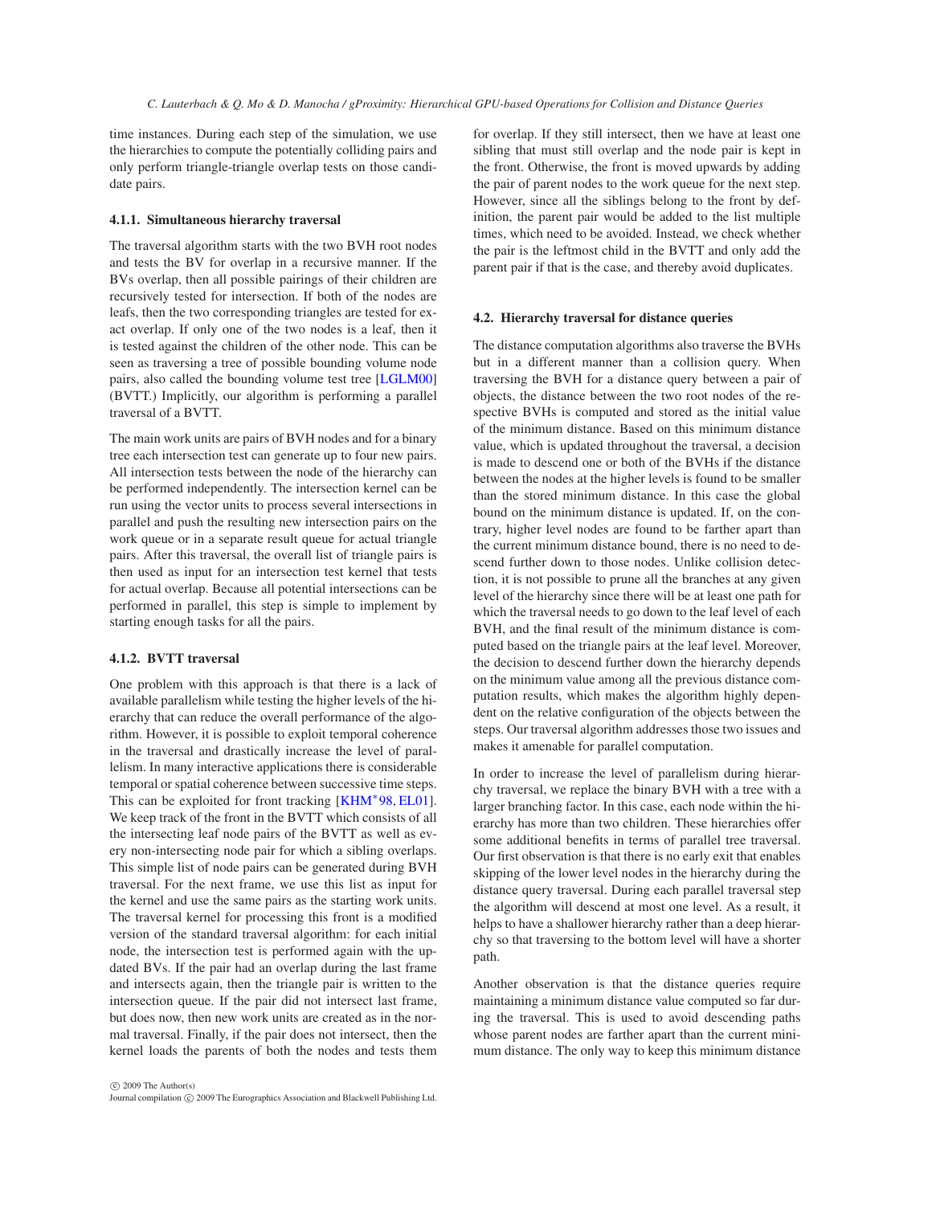time instances. During each step of the simulation, we use the hierarchies to compute the potentially colliding pairs and only perform triangle-triangle overlap tests on those candidate pairs.

#### 4.1.1. Simultaneous hierarchy traversal

The traversal algorithm starts with the two BVH root nodes and tests the BV for overlap in a recursive manner. If the BVs overlap, then all possible pairings of their children are recursively tested for intersection. If both of the nodes are leafs, then the two corresponding triangles are tested for exact overlap. If only one of the two nodes is a leaf, then it is tested against the children of the other node. This can be seen as traversing a tree of possible bounding volume node pairs, also called the bounding volume test tree [LGLM00] (BVTT.) Implicitly, our algorithm is performing a parallel traversal of a BVTT.

The main work units are pairs of BVH nodes and for a binary tree each intersection test can generate up to four new pairs. All intersection tests between the node of the hierarchy can be performed independently. The intersection kernel can be run using the vector units to process several intersections in parallel and push the resulting new intersection pairs on the work queue or in a separate result queue for actual triangle pairs. After this traversal, the overall list of triangle pairs is then used as input for an intersection test kernel that tests for actual overlap. Because all potential intersections can be performed in parallel, this step is simple to implement by starting enough tasks for all the pairs.

#### 4.1.2. BVTT traversal

One problem with this approach is that there is a lack of available parallelism while testing the higher levels of the hierarchy that can reduce the overall performance of the algorithm. However, it is possible to exploit temporal coherence in the traversal and drastically increase the level of parallelism. In many interactive applications there is considerable temporal or spatial coherence between successive time steps. This can be exploited for front tracking [KHM*98, EL01]. We keep track of the front in the BVTT which consists of all the intersecting leaf node pairs of the BVTT as well as every non-intersecting node pair for which a sibling overlaps. This simple list of node pairs can be generated during BVH traversal. For the next frame, we use this list as input for the kernel and use the same pairs as the starting work units. The traversal kernel for processing this front is a modified version of the standard traversal algorithm: for each initial node, the intersection test is performed again with the updated BVs. If the pair had an overlap during the last frame and intersects again, then the triangle pair is written to the intersection queue. If the pair did not intersect last frame, but does now, then new work units are created as in the normal traversal. Finally, if the pair does not intersect, then the kernel loads the parents of both the nodes and tests them for overlap. If they still intersect, then we have at least one sibling that must still overlap and the node pair is kept in the front. Otherwise, the front is moved upwards by adding the pair of parent nodes to the work queue for the next step. However, since all the siblings belong to the front by definition, the parent pair would be added to the list multiple times, which need to be avoided. Instead, we check whether the pair is the leftmost child in the BVTT and only add the parent pair if that is the case, and thereby avoid duplicates.

### 4.2. Hierarchy traversal for distance queries

The distance computation algorithms also traverse the BVHs but in a different manner than a collision query. When traversing the BVH for a distance query between a pair of objects, the distance between the two root nodes of the respective BVHs is computed and stored as the initial value of the minimum distance. Based on this minimum distance value, which is updated throughout the traversal, a decision is made to descend one or both of the BVHs if the distance between the nodes at the higher levels is found to be smaller than the stored minimum distance. In this case the global bound on the minimum distance is updated. If, on the contrary, higher level nodes are found to be farther apart than the current minimum distance bound, there is no need to descend further down to those nodes. Unlike collision detection, it is not possible to prune all the branches at any given level of the hierarchy since there will be at least one path for which the traversal needs to go down to the leaf level of each BVH, and the final result of the minimum distance is computed based on the triangle pairs at the leaf level. Moreover, the decision to descend further down the hierarchy depends on the minimum value among all the previous distance computation results, which makes the algorithm highly dependent on the relative configuration of the objects between the steps. Our traversal algorithm addresses those two issues and makes it amenable for parallel computation.

In order to increase the level of parallelism during hierarchy traversal, we replace the binary BVH with a tree with a larger branching factor. In this case, each node within the hierarchy has more than two children. These hierarchies offer some additional benefits in terms of parallel tree traversal. Our first observation is that there is no early exit that enables skipping of the lower level nodes in the hierarchy during the distance query traversal. During each parallel traversal step the algorithm will descend at most one level. As a result, it helps to have a shallower hierarchy rather than a deep hierarchy so that traversing to the bottom level will have a shorter path.

Another observation is that the distance queries require maintaining a minimum distance value computed so far during the traversal. This is used to avoid descending paths whose parent nodes are farther apart than the current minimum distance. The only way to keep this minimum distance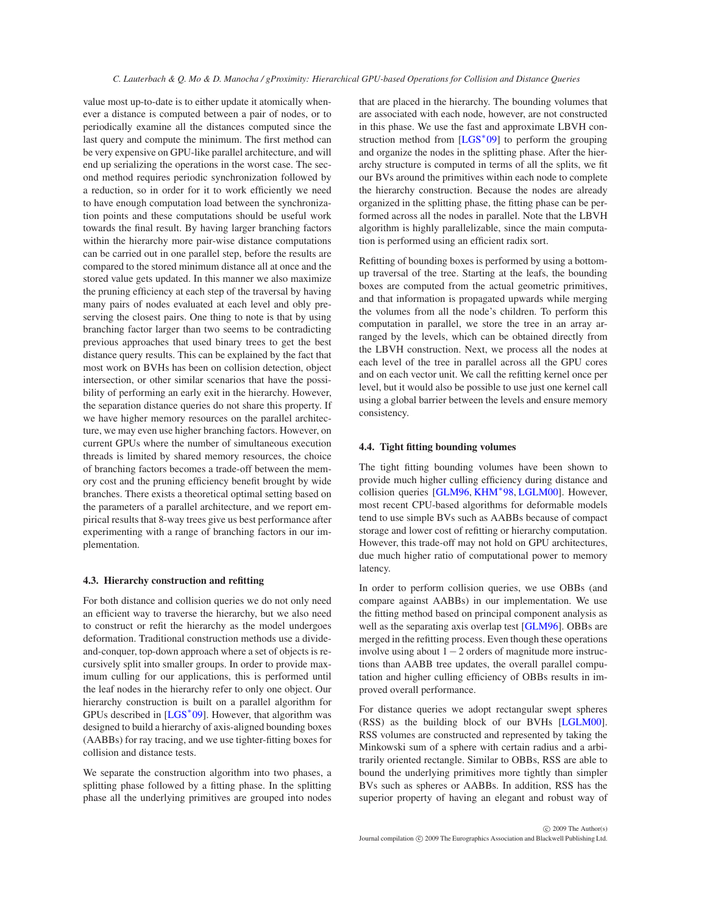value most up-to-date is to either update it atomically whenever a distance is computed between a pair of nodes, or to periodically examine all the distances computed since the last query and compute the minimum. The first method can be very expensive on GPU-like parallel architecture, and will end up serializing the operations in the worst case. The second method requires periodic synchronization followed by a reduction, so in order for it to work efficiently we need to have enough computation load between the synchronization points and these computations should be useful work towards the final result. By having larger branching factors within the hierarchy more pair-wise distance computations can be carried out in one parallel step, before the results are compared to the stored minimum distance all at once and the stored value gets updated. In this manner we also maximize the pruning efficiency at each step of the traversal by having many pairs of nodes evaluated at each level and obly preserving the closest pairs. One thing to note is that by using branching factor larger than two seems to be contradicting previous approaches that used binary trees to get the best distance query results. This can be explained by the fact that most work on BVHs has been on collision detection, object intersection, or other similar scenarios that have the possibility of performing an early exit in the hierarchy. However, the separation distance queries do not share this property. If we have higher memory resources on the parallel architecture, we may even use higher branching factors. However, on current GPUs where the number of simultaneous execution threads is limited by shared memory resources, the choice of branching factors becomes a trade-off between the memory cost and the pruning efficiency benefit brought by wide branches. There exists a theoretical optimal setting based on the parameters of a parallel architecture, and we report empirical results that 8-way trees give us best performance after experimenting with a range of branching factors in our implementation.

### 4.3. Hierarchy construction and refitting

For both distance and collision queries we do not only need an efficient way to traverse the hierarchy, but we also need to construct or refit the hierarchy as the model undergoes deformation. Traditional construction methods use a divide-and-conquer, top-down approach where a set of objects is recursively split into smaller groups. In order to provide maximum culling for our applications, this is performed until the leaf nodes in the hierarchy refer to only one object. Our hierarchy construction is built on a parallel algorithm for GPUs described in [LGS*09]. However, that algorithm was designed to build a hierarchy of axis-aligned bounding boxes (AABBs) for ray tracing, and we use tighter-fitting boxes for collision and distance tests.

We separate the construction algorithm into two phases, a splitting phase followed by a fitting phase. In the splitting phase all the underlying primitives are grouped into nodes that are placed in the hierarchy. The bounding volumes that are associated with each node, however, are not constructed in this phase. We use the fast and approximate LBVH construction method from [LGS*09] to perform the grouping and organize the nodes in the splitting phase. After the hierarchy structure is computed in terms of all the splits, we fit our BVs around the primitives within each node to complete the hierarchy construction. Because the nodes are already organized in the splitting phase, the fitting phase can be performed across all the nodes in parallel. Note that the LBVH algorithm is highly parallelizable, since the main computation is performed using an efficient radix sort.

Refitting of bounding boxes is performed by using a bottom-up traversal of the tree. Starting at the leafs, the bounding boxes are computed from the actual geometric primitives, and that information is propagated upwards while merging the volumes from all the node's children. To perform this computation in parallel, we store the tree in an array arranged by the levels, which can be obtained directly from the LBVH construction. Next, we process all the nodes at each level of the tree in parallel across all the GPU cores and on each vector unit. We call the refitting kernel once per level, but it would also be possible to use just one kernel call using a global barrier between the levels and ensure memory consistency.

### 4.4. Tight fitting bounding volumes

The tight fitting bounding volumes have been shown to provide much higher culling efficiency during distance and collision queries [GLM96, KHM*98, LGLM00]. However, most recent CPU-based algorithms for deformable models tend to use simple BVs such as AABBs because of compact storage and lower cost of refitting or hierarchy computation. However, this trade-off may not hold on GPU architectures, due much higher ratio of computational power to memory latency.

In order to perform collision queries, we use OBBs (and compare against AABBs) in our implementation. We use the fitting method based on principal component analysis as well as the separating axis overlap test [GLM96]. OBBs are merged in the refitting process. Even though these operations involve using about $1-2$ orders of magnitude more instructions than AABB tree updates, the overall parallel computation and higher culling efficiency of OBBs results in improved overall performance.

For distance queries we adopt rectangular swept spheres (RSS) as the building block of our BVHs [LGLM00]. RSS volumes are constructed and represented by taking the Minkowski sum of a sphere with certain radius and a arbitrarily oriented rectangle. Similar to OBBs, RSS are able to bound the underlying primitives more tightly than simpler BVs such as spheres or AABBs. In addition, RSS has the superior property of having an elegant and robust way of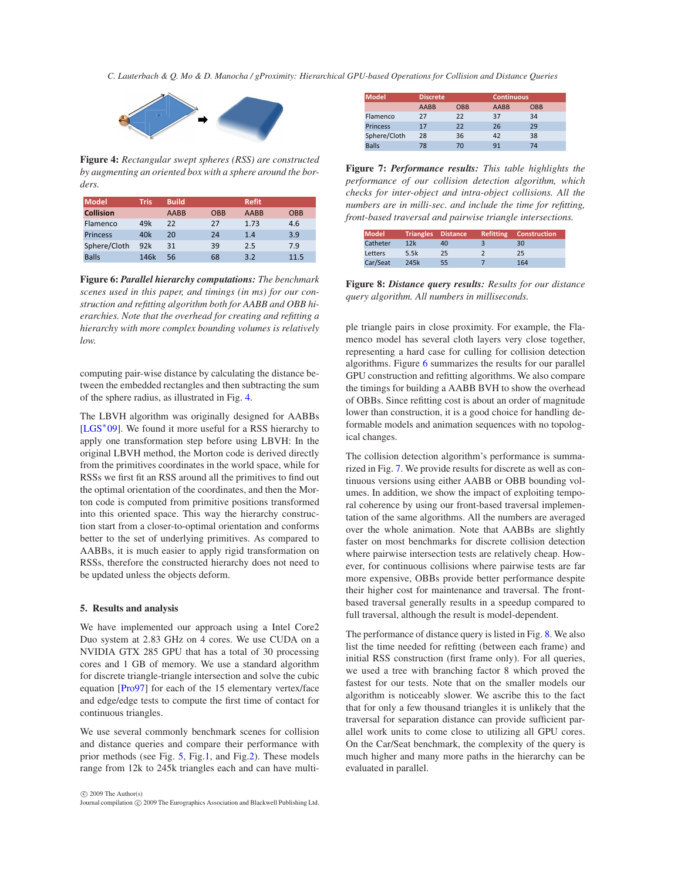Figure 4: *Rectangular swept spheres (RSS) are constructed by augmenting an oriented box with a sphere around the borders.*

| Model | Tris | Build | | Refit | |
|---|---|---|---|---|---|
| **Collision** | | AABB | OBB | AABB | OBB |
| Flamenco | 49k | 22 | 27 | 1.73 | 4.6 |
| Princess | 40k | 20 | 24 | 1.4 | 3.9 |
| Sphere/Cloth | 92k | 31 | 39 | 2.5 | 7.9 |
| Balls | 146k | 56 | 68 | 3.2 | 11.5 |

**Figure 6:** ***Parallel hierarchy computations:*** *The benchmark scenes used in this paper, and timings (in ms) for our construction and refitting algorithm both for AABB and OBB hierarchies. Note that the overhead for creating and refitting a hierarchy with more complex bounding volumes is relatively low.*

computing pair-wise distance by calculating the distance between the embedded rectangles and then subtracting the sum of the sphere radius, as illustrated in Fig. 4.

The LBVH algorithm was originally designed for AABBs [LGS*09]. We found it more useful for a RSS hierarchy to apply one transformation step before using LBVH: In the original LBVH method, the Morton code is derived directly from the primitives coordinates in the world space, while for RSSs we first fit an RSS around all the primitives to find out the optimal orientation of the coordinates, and then the Morton code is computed from primitive positions transformed into this oriented space. This way the hierarchy construction start from a closer-to-optimal orientation and conforms better to the set of underlying primitives. As compared to AABBs, it is much easier to apply rigid transformation on RSSs, therefore the constructed hierarchy does not need to be updated unless the objects deform.

## 5. Results and analysis

We have implemented our approach using a Intel Core2 Duo system at 2.83 GHz on 4 cores. We use CUDA on a NVIDIA GTX 285 GPU that has a total of 30 processing cores and 1 GB of memory. We use a standard algorithm for discrete triangle-triangle intersection and solve the cubic equation [Pro97] for each of the 15 elementary vertex/face and edge/edge tests to compute the first time of contact for continuous triangles.

We use several commonly benchmark scenes for collision and distance queries and compare their performance with prior methods (see Fig. 5, Fig.1, and Fig.2). These models range from 12k to 245k triangles each and can have multiple triangle pairs in close proximity. For example, the Flamenco model has several cloth layers very close together, representing a hard case for culling for collision detection algorithms. Figure 6 summarizes the results for our parallel GPU construction and refitting algorithms. We also compare the timings for building a AABB BVH to show the overhead of OBBs. Since refitting cost is about an order of magnitude lower than construction, it is a good choice for handling deformable models and animation sequences with no topological changes.

| Model | Discrete | | Continuous | |
|---|---|---|---|---|
| | AABB | OBB | AABB | OBB |
| Flamenco | 27 | 22 | 37 | 34 |
| Princess | 17 | 22 | 26 | 29 |
| Sphere/Cloth | 28 | 36 | 42 | 38 |
| Balls | 78 | 70 | 91 | 74 |

**Figure 7:** ***Performance results:*** *This table highlights the performance of our collision detection algorithm, which checks for inter-object and intra-object collisions. All the numbers are in milli-sec. and include the time for refitting, front-based traversal and pairwise triangle intersections.*

| Model | Triangles | Distance | Refitting | Construction |
|---|---|---|---|---|
| Catheter | 12k | 40 | 3 | 30 |
| Letters | 5.5k | 25 | 2 | 25 |
| Car/Seat | 245k | 55 | 7 | 164 |

**Figure 8:** ***Distance query results:*** *Results for our distance query algorithm. All numbers in milliseconds.*

The collision detection algorithm's performance is summarized in Fig. 7. We provide results for discrete as well as continuous versions using either AABB or OBB bounding volumes. In addition, we show the impact of exploiting temporal coherence by using our front-based traversal implementation of the same algorithms. All the numbers are averaged over the whole animation. Note that AABBs are slightly faster on most benchmarks for discrete collision detection where pairwise intersection tests are relatively cheap. However, for continuous collisions where pairwise tests are far more expensive, OBBs provide better performance despite their higher cost for maintenance and traversal. The front-based traversal generally results in a speedup compared to full traversal, although the result is model-dependent.

The performance of distance query is listed in Fig. 8. We also list the time needed for refitting (between each frame) and initial RSS construction (first frame only). For all queries, we used a tree with branching factor 8 which proved the fastest for our tests. Note that on the smaller models our algorithm is noticeably slower. We ascribe this to the fact that for only a few thousand triangles it is unlikely that the traversal for separation distance can provide sufficient parallel work units to come close to utilizing all GPU cores. On the Car/Seat benchmark, the complexity of the query is much higher and many more paths in the hierarchy can be evaluated in parallel.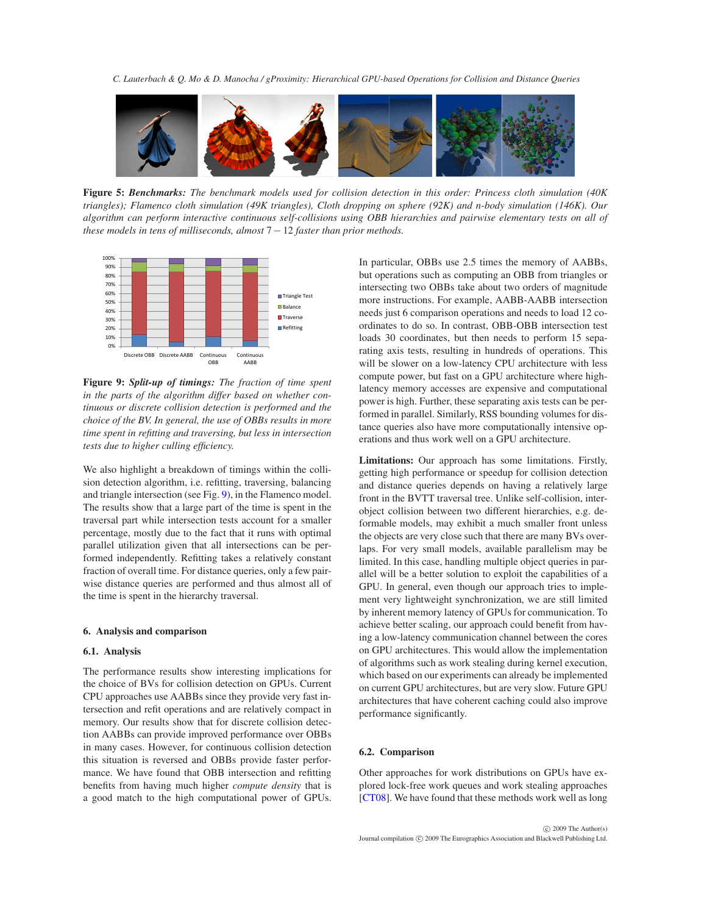**Figure 5:** ***Benchmarks:*** *The benchmark models used for collision detection in this order: Princess cloth simulation (40K triangles); Flamenco cloth simulation (49K triangles), Cloth dropping on sphere (92K) and n-body simulation (146K). Our algorithm can perform interactive continuous self-collisions using OBB hierarchies and pairwise elementary tests on all of these models in tens of milliseconds, almost $7-12$ faster than prior methods.*

**Figure 9:** ***Split-up of timings:*** *The fraction of time spent in the parts of the algorithm differ based on whether continuous or discrete collision detection is performed and the choice of the BV. In general, the use of OBBs results in more time spent in refitting and traversing, but less in intersection tests due to higher culling efficiency.*

We also highlight a breakdown of timings within the collision detection algorithm, i.e. refitting, traversing, balancing and triangle intersection (see Fig. 9), in the Flamenco model. The results show that a large part of the time is spent in the traversal part while intersection tests account for a smaller percentage, mostly due to the fact that it runs with optimal parallel utilization given that all intersections can be performed independently. Refitting takes a relatively constant fraction of overall time. For distance queries, only a few pairwise distance queries are performed and thus almost all of the time is spent in the hierarchy traversal.

## 6. Analysis and comparison

### 6.1. Analysis

The performance results show interesting implications for the choice of BVs for collision detection on GPUs. Current CPU approaches use AABBs since they provide very fast intersection and refit operations and are relatively compact in memory. Our results show that for discrete collision detection AABBs can provide improved performance over OBBs in many cases. However, for continuous collision detection this situation is reversed and OBBs provide faster performance. We have found that OBB intersection and refitting benefits from having much higher *compute density* that is a good match to the high computational power of GPUs. In particular, OBBs use 2.5 times the memory of AABBs, but operations such as computing an OBB from triangles or intersecting two OBBs take about two orders of magnitude more instructions. For example, AABB-AABB intersection needs just 6 comparison operations and needs to load 12 coordinates to do so. In contrast, OBB-OBB intersection test loads 30 coordinates, but then needs to perform 15 separating axis tests, resulting in hundreds of operations. This will be slower on a low-latency CPU architecture with less compute power, but fast on a GPU architecture where high-latency memory accesses are expensive and computational power is high. Further, these separating axis tests can be performed in parallel. Similarly, RSS bounding volumes for distance queries also have more computationally intensive operations and thus work well on a GPU architecture.

**Limitations:** Our approach has some limitations. Firstly, getting high performance or speedup for collision detection and distance queries depends on having a relatively large front in the BVTT traversal tree. Unlike self-collision, inter-object collision between two different hierarchies, e.g. deformable models, may exhibit a much smaller front unless the objects are very close such that there are many BVs overlaps. For very small models, available parallelism may be limited. In this case, handling multiple object queries in parallel will be a better solution to exploit the capabilities of a GPU. In general, even though our approach tries to implement very lightweight synchronization, we are still limited by inherent memory latency of GPUs for communication. To achieve better scaling, our approach could benefit from having a low-latency communication channel between the cores on GPU architectures. This would allow the implementation of algorithms such as work stealing during kernel execution, which based on our experiments can already be implemented on current GPU architectures, but are very slow. Future GPU architectures that have coherent caching could also improve performance significantly.

### 6.2. Comparison

Other approaches for work distributions on GPUs have explored lock-free work queues and work stealing approaches [CT08]. We have found that these methods work well as long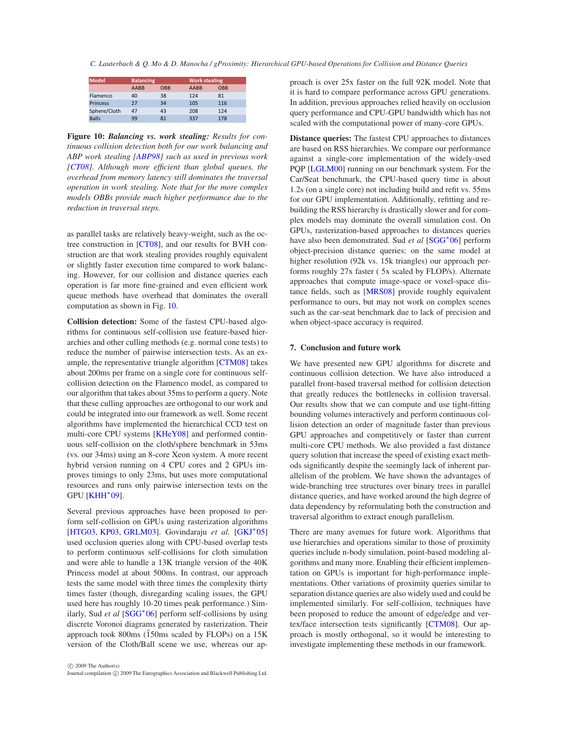| Model | Balancing | | Work stealing | |
|---|---|---|---|---|
| | AABB | OBB | AABB | OBB |
| Flamenco | 40 | 38 | 124 | 81 |
| Princess | 27 | 34 | 105 | 116 |
| Sphere/Cloth | 47 | 43 | 208 | 124 |
| Balls | 99 | 81 | 337 | 178 |

**Figure 10:** ***Balancing vs. work stealing:*** *Results for continuous collision detection both for our work balancing and ABP work stealing [ABP98] such as used in previous work [CT08]. Although more efficient than global queues, the overhead from memory latency still dominates the traversal operation in work stealing. Note that for the more complex models OBBs provide much higher performance due to the reduction in traversal steps.*

as parallel tasks are relatively heavy-weight, such as the octree construction in [CT08], and our results for BVH construction are that work stealing provides roughly equivalent or slightly faster execution time compared to work balancing. However, for our collision and distance queries each operation is far more fine-grained and even efficient work queue methods have overhead that dominates the overall computation as shown in Fig. 10.

**Collision detection:** Some of the fastest CPU-based algorithms for continuous self-collision use feature-based hierarchies and other culling methods (e.g. normal cone tests) to reduce the number of pairwise intersection tests. As an example, the representative triangle algorithm [CTM08] takes about 200ms per frame on a single core for continuous self-collision detection on the Flamenco model, as compared to our algorithm that takes about 35ms to perform a query. Note that these culling approaches are orthogonal to our work and could be integrated into our framework as well. Some recent algorithms have implemented the hierarchical CCD test on multi-core CPU systems [KHeY08] and performed continuous self-collision on the cloth/sphere benchmark in 53ms (vs. our 34ms) using an 8-core Xeon system. A more recent hybrid version running on 4 CPU cores and 2 GPUs improves timings to only 23ms, but uses more computational resources and runs only pairwise intersection tests on the GPU [KHH*09].

Several previous approaches have been proposed to perform self-collision on GPUs using rasterization algorithms [HTG03, KP03, GRLM03]. Govindaraju *et al.* [GKJ*05] used occlusion queries along with CPU-based overlap tests to perform continuous self-collisions for cloth simulation and were able to handle a 13K triangle version of the 40K Princess model at about 500ms. In contrast, our approach tests the same model with three times the complexity thirty times faster (though, disregarding scaling issues, the GPU used here has roughly 10-20 times peak performance.) Similarly, Sud *et al* [SGG*06] perform self-collisions by using discrete Voronoi diagrams generated by rasterization. Their approach took 800ms (~150ms scaled by FLOPs) on a 15K version of the Cloth/Ball scene we use, whereas our approach is over 25x faster on the full 92K model. Note that it is hard to compare performance across GPU generations. In addition, previous approaches relied heavily on occlusion query performance and CPU-GPU bandwidth which has not scaled with the computational power of many-core GPUs.

**Distance queries:** The fastest CPU approaches to distances are based on RSS hierarchies. We compare our performance against a single-core implementation of the widely-used PQP [LGLM00] running on our benchmark system. For the Car/Seat benchmark, the CPU-based query time is about 1.2s (on a single core) not including build and refit vs. 55ms for our GPU implementation. Additionally, refitting and rebuilding the RSS hierarchy is drastically slower and for complex models may dominate the overall simulation cost. On GPUs, rasterization-based approaches to distances queries have also been demonstrated. Sud *et al* [SGG*06] perform object-precision distance queries: on the same model at higher resolution (92k vs. 15k triangles) our approach performs roughly 27x faster ( 5x scaled by FLOP/s). Alternate approaches that compute image-space or voxel-space distance fields, such as [MRS08] provide roughly equivalent performance to ours, but may not work on complex scenes such as the car-seat benchmark due to lack of precision and when object-space accuracy is required.

## 7. Conclusion and future work

We have presented new GPU algorithms for discrete and continuous collision detection. We have also introduced a parallel front-based traversal method for collision detection that greatly reduces the bottlenecks in collision traversal. Our results show that we can compute and use tight-fitting bounding volumes interactively and perform continuous collision detection an order of magnitude faster than previous GPU approaches and competitively or faster than current multi-core CPU methods. We also provided a fast distance query solution that increase the speed of existing exact methods significantly despite the seemingly lack of inherent parallelism of the problem. We have shown the advantages of wide-branching tree structures over binary trees in parallel distance queries, and have worked around the high degree of data dependency by reformulating both the construction and traversal algorithm to extract enough parallelism.

There are many avenues for future work. Algorithms that use hierarchies and operations similar to those of proximity queries include n-body simulation, point-based modeling algorithms and many more. Enabling their efficient implementation on GPUs is important for high-performance implementations. Other variations of proximity queries similar to separation distance queries are also widely used and could be implemented similarly. For self-collision, techniques have been proposed to reduce the amount of edge/edge and vertex/face intersection tests significantly [CTM08]. Our approach is mostly orthogonal, so it would be interesting to investigate implementing these methods in our framework.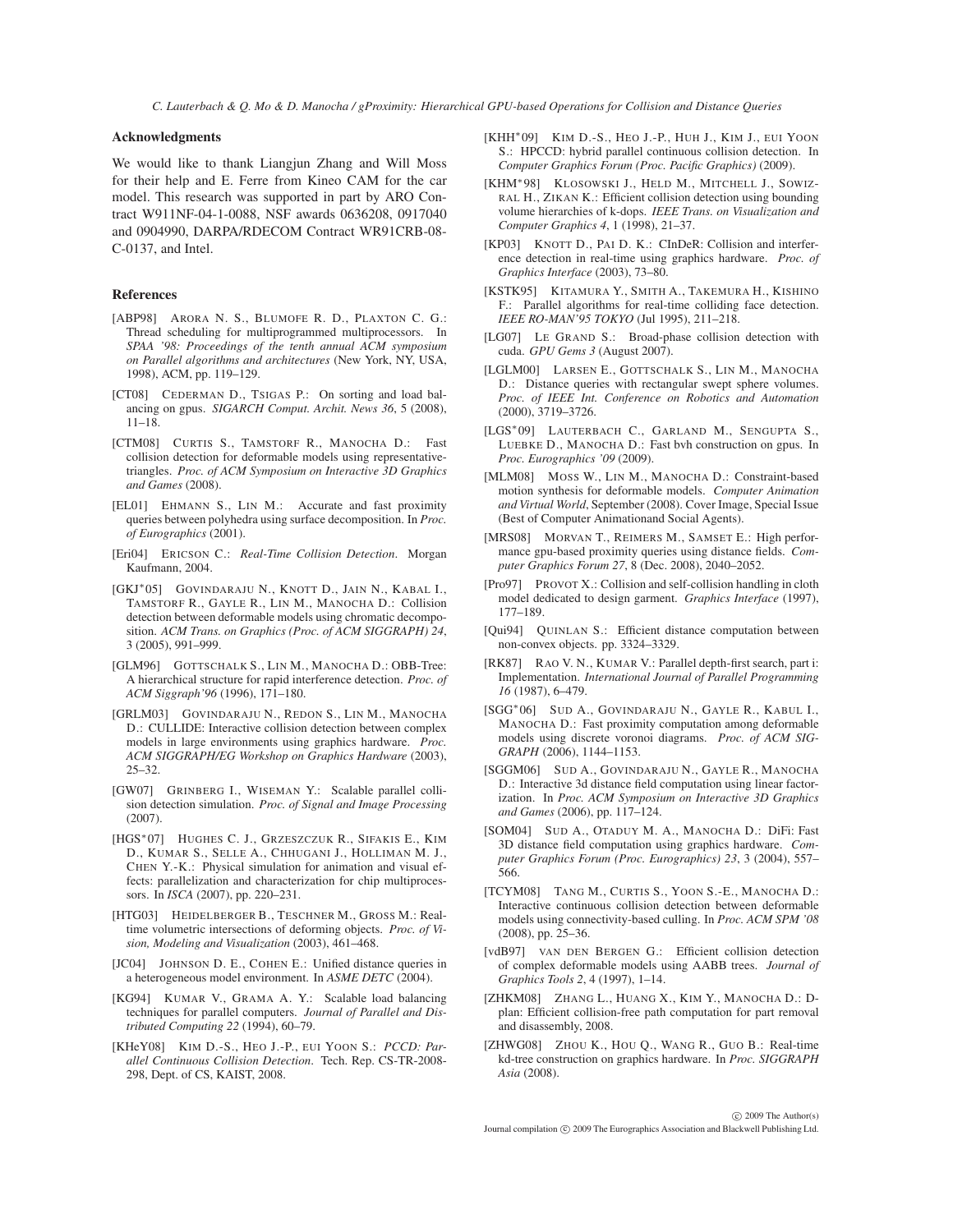## Acknowledgments

We would like to thank Liangjun Zhang and Will Moss for their help and E. Ferre from Kineo CAM for the car model. This research was supported in part by ARO Contract W911NF-04-1-0088, NSF awards 0636208, 0917040 and 0904990, DARPA/RDECOM Contract WR91CRB-08-C-0137, and Intel.

## References

[ABP98] Arora N. S., Blumofe R. D., Plaxton C. G.: Thread scheduling for multiprogrammed multiprocessors. In *SPAA '98: Proceedings of the tenth annual ACM symposium on Parallel algorithms and architectures* (New York, NY, USA, 1998), ACM, pp. 119–129.

[CT08] Cederman D., Tsigas P.: On sorting and load balancing on gpus. *SIGARCH Comput. Archit. News 36*, 5 (2008), 11–18.

[CTM08] Curtis S., Tamstorf R., Manocha D.: Fast collision detection for deformable models using representative-triangles. *Proc. of ACM Symposium on Interactive 3D Graphics and Games* (2008).

[EL01] Ehmann S., Lin M.: Accurate and fast proximity queries between polyhedra using surface decomposition. In *Proc. of Eurographics* (2001).

[Eri04] Ericson C.: *Real-Time Collision Detection*. Morgan Kaufmann, 2004.

[GKJ*05] Govindaraju N., Knott D., Jain N., Kabal I., Tamstorf R., Gayle R., Lin M., Manocha D.: Collision detection between deformable models using chromatic decomposition. *ACM Trans. on Graphics (Proc. of ACM SIGGRAPH) 24*, 3 (2005), 991–999.

[GLM96] Gottschalk S., Lin M., Manocha D.: OBB-Tree: A hierarchical structure for rapid interference detection. *Proc. of ACM Siggraph'96* (1996), 171–180.

[GRLM03] Govindaraju N., Redon S., Lin M., Manocha D.: CULLIDE: Interactive collision detection between complex models in large environments using graphics hardware. *Proc. ACM SIGGRAPH/EG Workshop on Graphics Hardware* (2003), 25–32.

[GW07] Grinberg I., Wiseman Y.: Scalable parallel collision detection simulation. *Proc. of Signal and Image Processing* (2007).

[HGS*07] Hughes C. J., Grzeszczuk R., Sifakis E., Kim D., Kumar S., Selle A., Chhugani J., Holliman M. J., Chen Y.-K.: Physical simulation for animation and visual effects: parallelization and characterization for chip multiprocessors. In *ISCA* (2007), pp. 220–231.

[HTG03] Heidelberger B., Teschner M., Gross M.: Real-time volumetric intersections of deforming objects. *Proc. of Vision, Modeling and Visualization* (2003), 461–468.

[JC04] Johnson D. E., Cohen E.: Unified distance queries in a heterogeneous model environment. In *ASME DETC* (2004).

[KG94] Kumar V., Grama A. Y.: Scalable load balancing techniques for parallel computers. *Journal of Parallel and Distributed Computing 22* (1994), 60–79.

[KHeY08] Kim D.-S., Heo J.-P., eui Yoon S.: *PCCD: Parallel Continuous Collision Detection*. Tech. Rep. CS-TR-2008-298, Dept. of CS, KAIST, 2008.

[KHH*09] Kim D.-S., Heo J.-P., Huh J., Kim J., eui Yoon S.: HPCCD: hybrid parallel continuous collision detection. In *Computer Graphics Forum (Proc. Pacific Graphics)* (2009).

[KHM*98] Klosowski J., Held M., Mitchell J., Sowizral H., Zikan K.: Efficient collision detection using bounding volume hierarchies of k-dops. *IEEE Trans. on Visualization and Computer Graphics 4*, 1 (1998), 21–37.

[KP03] Knott D., Pai D. K.: CInDeR: Collision and interference detection in real-time using graphics hardware. *Proc. of Graphics Interface* (2003), 73–80.

[KSTK95] Kitamura Y., Smith A., Takemura H., Kishino F.: Parallel algorithms for real-time colliding face detection. *IEEE RO-MAN'95 TOKYO* (Jul 1995), 211–218.

[LG07] Le Grand S.: Broad-phase collision detection with cuda. *GPU Gems 3* (August 2007).

[LGLM00] Larsen E., Gottschalk S., Lin M., Manocha D.: Distance queries with rectangular swept sphere volumes. *Proc. of IEEE Int. Conference on Robotics and Automation* (2000), 3719–3726.

[LGS*09] Lauterbach C., Garland M., Sengupta S., Luebke D., Manocha D.: Fast bvh construction on gpus. In *Proc. Eurographics '09* (2009).

[MLM08] Moss W., Lin M., Manocha D.: Constraint-based motion synthesis for deformable models. *Computer Animation and Virtual World*, September (2008). Cover Image, Special Issue (Best of Computer Animationand Social Agents).

[MRS08] Morvan T., Reimers M., Samset E.: High performance gpu-based proximity queries using distance fields. *Computer Graphics Forum 27*, 8 (Dec. 2008), 2040–2052.

[Pro97] Provot X.: Collision and self-collision handling in cloth model dedicated to design garment. *Graphics Interface* (1997), 177–189.

[Qui94] Quinlan S.: Efficient distance computation between non-convex objects. pp. 3324–3329.

[RK87] Rao V. N., Kumar V.: Parallel depth-first search, part i: Implementation. *International Journal of Parallel Programming 16* (1987), 6–479.

[SGG*06] Sud A., Govindaraju N., Gayle R., Kabul I., Manocha D.: Fast proximity computation among deformable models using discrete voronoi diagrams. *Proc. of ACM SIGGRAPH* (2006), 1144–1153.

[SGGM06] Sud A., Govindaraju N., Gayle R., Manocha D.: Interactive 3d distance field computation using linear factorization. In *Proc. ACM Symposium on Interactive 3D Graphics and Games* (2006), pp. 117–124.

[SOM04] Sud A., Otaduy M. A., Manocha D.: DiFi: Fast 3D distance field computation using graphics hardware. *Computer Graphics Forum (Proc. Eurographics) 23*, 3 (2004), 557–566.

[TCYM08] Tang M., Curtis S., Yoon S.-E., Manocha D.: Interactive continuous collision detection between deformable models using connectivity-based culling. In *Proc. ACM SPM '08* (2008), pp. 25–36.

[vdB97] van den Bergen G.: Efficient collision detection of complex deformable models using AABB trees. *Journal of Graphics Tools 2*, 4 (1997), 1–14.

[ZHKM08] Zhang L., Huang X., Kim Y., Manocha D.: D-plan: Efficient collision-free path computation for part removal and disassembly, 2008.

[ZHWG08] Zhou K., Hou Q., Wang R., Guo B.: Real-time kd-tree construction on graphics hardware. In *Proc. SIGGRAPH Asia* (2008).